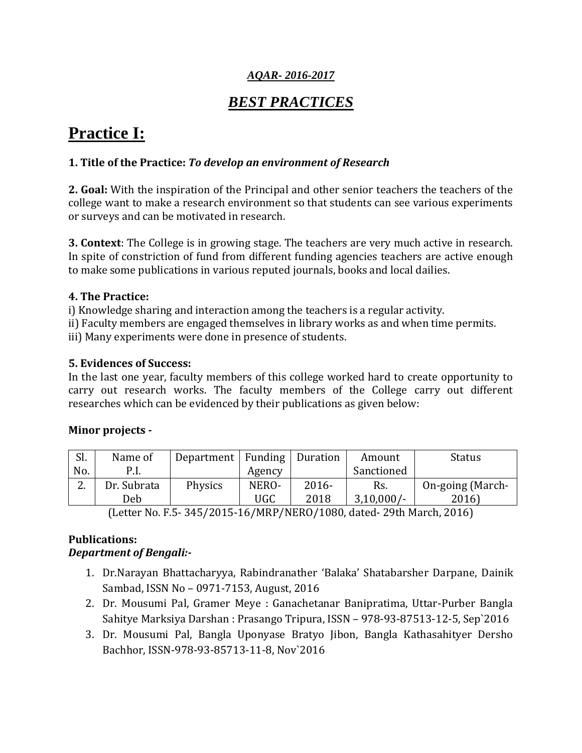***AQAR- 2016-2017***

# ***BEST PRACTICES***

# Practice I:

**1. Title of the Practice:** ***To develop an environment of Research***

**2. Goal:** With the inspiration of the Principal and other senior teachers the teachers of the college want to make a research environment so that students can see various experiments or surveys and can be motivated in research.

**3. Context**: The College is in growing stage. The teachers are very much active in research. In spite of constriction of fund from different funding agencies teachers are active enough to make some publications in various reputed journals, books and local dailies.

**4. The Practice:**

i) Knowledge sharing and interaction among the teachers is a regular activity.
ii) Faculty members are engaged themselves in library works as and when time permits.
iii) Many experiments were done in presence of students.

**5. Evidences of Success:**

In the last one year, faculty members of this college worked hard to create opportunity to carry out research works. The faculty members of the College carry out different researches which can be evidenced by their publications as given below:

**Minor projects -**

| Sl. No. | Name of P.I. | Department | Funding Agency | Duration | Amount Sanctioned | Status |
|---|---|---|---|---|---|---|
| 2. | Dr. Subrata Deb | Physics | NERO-UGC | 2016-2018 | Rs. 3,10,000/- | On-going (March-2016) |

(Letter No. F.5- 345/2015-16/MRP/NERO/1080, dated- 29th March, 2016)

**Publications:**

***Department of Bengali:-***

1. Dr.Narayan Bhattacharyya, Rabindranather 'Balaka' Shatabarsher Darpane, Dainik Sambad, ISSN No – 0971-7153, August, 2016
2. Dr. Mousumi Pal, Gramer Meye : Ganachetanar Banipratima, Uttar-Purber Bangla Sahitye Marksiya Darshan : Prasango Tripura, ISSN – 978-93-87513-12-5, Sep`2016
3. Dr. Mousumi Pal, Bangla Uponyase Bratyo Jibon, Bangla Kathasahityer Dersho Bachhor, ISSN-978-93-85713-11-8, Nov`2016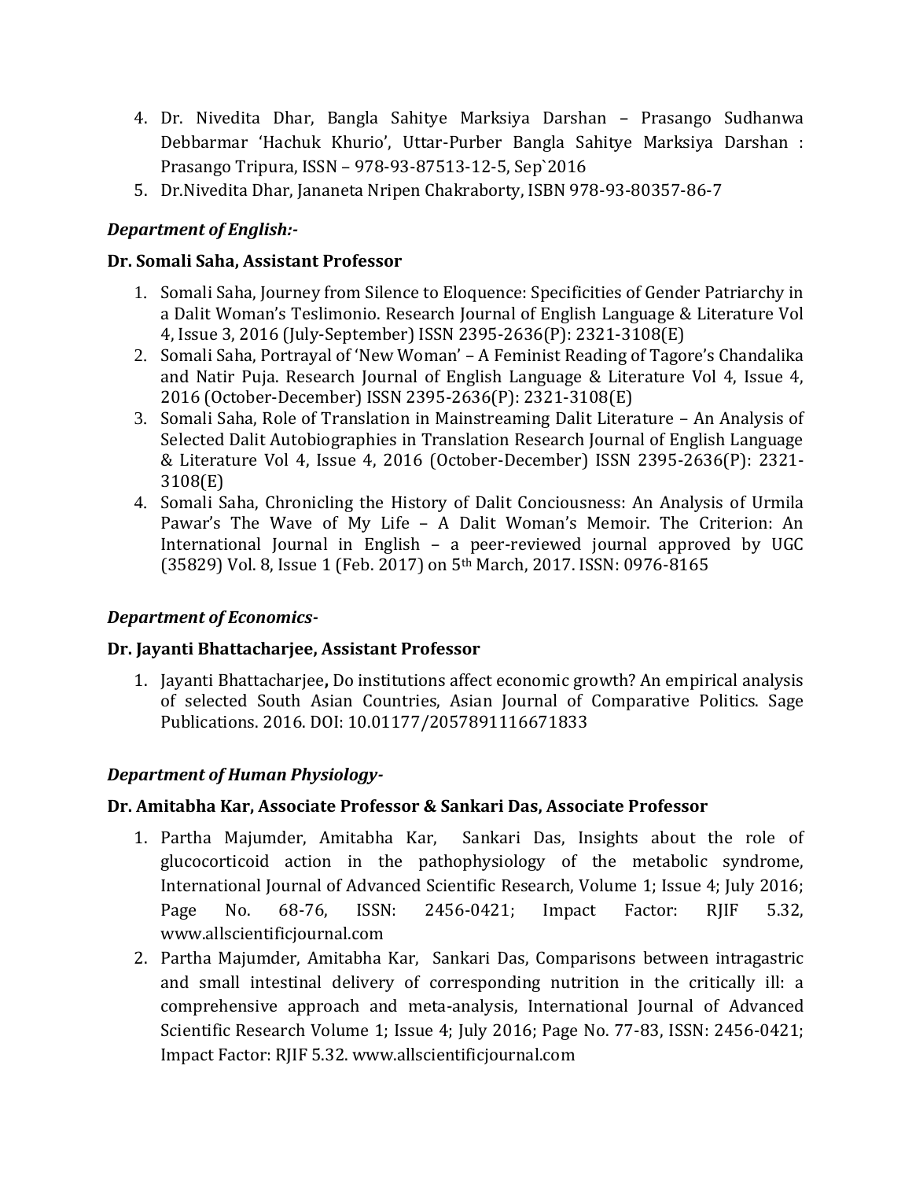4. Dr. Nivedita Dhar, Bangla Sahitye Marksiya Darshan – Prasango Sudhanwa Debbarmar 'Hachuk Khurio', Uttar-Purber Bangla Sahitye Marksiya Darshan : Prasango Tripura, ISSN – 978-93-87513-12-5, Sep`2016
5. Dr.Nivedita Dhar, Jananeta Nripen Chakraborty, ISBN 978-93-80357-86-7

***Department of English:-***

**Dr. Somali Saha, Assistant Professor**

1. Somali Saha, Journey from Silence to Eloquence: Specificities of Gender Patriarchy in a Dalit Woman's Teslimonio. Research Journal of English Language & Literature Vol 4, Issue 3, 2016 (July-September) ISSN 2395-2636(P): 2321-3108(E)
2. Somali Saha, Portrayal of 'New Woman' – A Feminist Reading of Tagore's Chandalika and Natir Puja. Research Journal of English Language & Literature Vol 4, Issue 4, 2016 (October-December) ISSN 2395-2636(P): 2321-3108(E)
3. Somali Saha, Role of Translation in Mainstreaming Dalit Literature – An Analysis of Selected Dalit Autobiographies in Translation Research Journal of English Language & Literature Vol 4, Issue 4, 2016 (October-December) ISSN 2395-2636(P): 2321-3108(E)
4. Somali Saha, Chronicling the History of Dalit Conciousness: An Analysis of Urmila Pawar's The Wave of My Life – A Dalit Woman's Memoir. The Criterion: An International Journal in English – a peer-reviewed journal approved by UGC (35829) Vol. 8, Issue 1 (Feb. 2017) on 5th March, 2017. ISSN: 0976-8165

***Department of Economics-***

**Dr. Jayanti Bhattacharjee, Assistant Professor**

1. Jayanti Bhattacharjee**,** Do institutions affect economic growth? An empirical analysis of selected South Asian Countries, Asian Journal of Comparative Politics. Sage Publications. 2016. DOI: 10.01177/2057891116671833

***Department of Human Physiology-***

**Dr. Amitabha Kar, Associate Professor & Sankari Das, Associate Professor**

1. Partha Majumder, Amitabha Kar, Sankari Das, Insights about the role of glucocorticoid action in the pathophysiology of the metabolic syndrome, International Journal of Advanced Scientific Research, Volume 1; Issue 4; July 2016; Page No. 68-76, ISSN: 2456-0421; Impact Factor: RJIF 5.32, www.allscientificjournal.com
2. Partha Majumder, Amitabha Kar, Sankari Das, Comparisons between intragastric and small intestinal delivery of corresponding nutrition in the critically ill: a comprehensive approach and meta-analysis, International Journal of Advanced Scientific Research Volume 1; Issue 4; July 2016; Page No. 77-83, ISSN: 2456-0421; Impact Factor: RJIF 5.32. www.allscientificjournal.com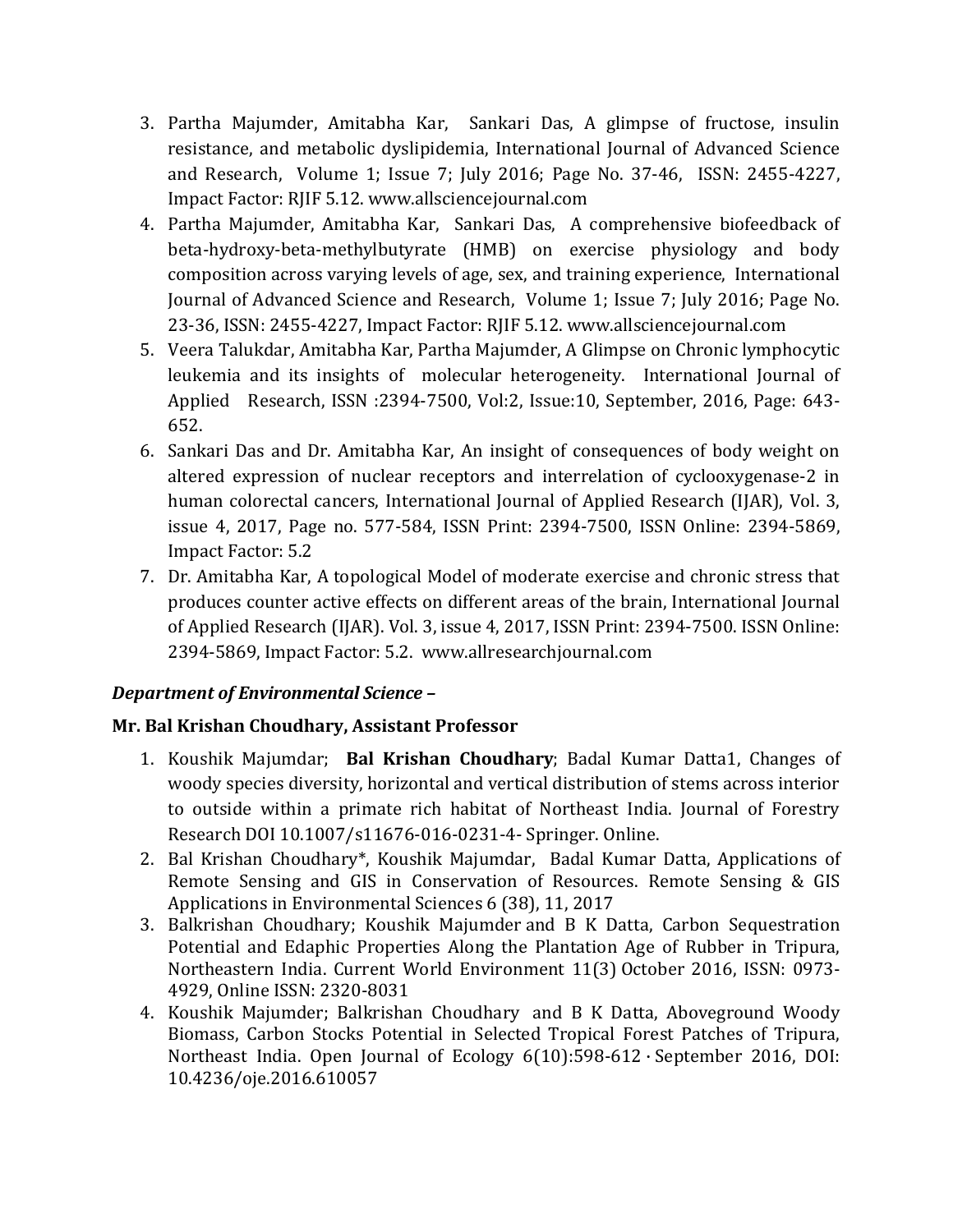3. Partha Majumder, Amitabha Kar, Sankari Das, A glimpse of fructose, insulin resistance, and metabolic dyslipidemia, International Journal of Advanced Science and Research, Volume 1; Issue 7; July 2016; Page No. 37-46, ISSN: 2455-4227, Impact Factor: RJIF 5.12. www.allsciencejournal.com
4. Partha Majumder, Amitabha Kar, Sankari Das, A comprehensive biofeedback of beta-hydroxy-beta-methylbutyrate (HMB) on exercise physiology and body composition across varying levels of age, sex, and training experience, International Journal of Advanced Science and Research, Volume 1; Issue 7; July 2016; Page No. 23-36, ISSN: 2455-4227, Impact Factor: RJIF 5.12. www.allsciencejournal.com
5. Veera Talukdar, Amitabha Kar, Partha Majumder, A Glimpse on Chronic lymphocytic leukemia and its insights of molecular heterogeneity. International Journal of Applied Research, ISSN :2394-7500, Vol:2, Issue:10, September, 2016, Page: 643-652.
6. Sankari Das and Dr. Amitabha Kar, An insight of consequences of body weight on altered expression of nuclear receptors and interrelation of cyclooxygenase-2 in human colorectal cancers, International Journal of Applied Research (IJAR), Vol. 3, issue 4, 2017, Page no. 577-584, ISSN Print: 2394-7500, ISSN Online: 2394-5869, Impact Factor: 5.2
7. Dr. Amitabha Kar, A topological Model of moderate exercise and chronic stress that produces counter active effects on different areas of the brain, International Journal of Applied Research (IJAR). Vol. 3, issue 4, 2017, ISSN Print: 2394-7500. ISSN Online: 2394-5869, Impact Factor: 5.2. www.allresearchjournal.com

***Department of Environmental Science –***

**Mr. Bal Krishan Choudhary, Assistant Professor**

1. Koushik Majumdar; **Bal Krishan Choudhary**; Badal Kumar Datta1, Changes of woody species diversity, horizontal and vertical distribution of stems across interior to outside within a primate rich habitat of Northeast India. Journal of Forestry Research DOI 10.1007/s11676-016-0231-4- Springer. Online.
2. Bal Krishan Choudhary*, Koushik Majumdar, Badal Kumar Datta, Applications of Remote Sensing and GIS in Conservation of Resources. Remote Sensing & GIS Applications in Environmental Sciences 6 (38), 11, 2017
3. Balkrishan Choudhary; Koushik Majumder and B K Datta, Carbon Sequestration Potential and Edaphic Properties Along the Plantation Age of Rubber in Tripura, Northeastern India. Current World Environment 11(3) October 2016, ISSN: 0973-4929, Online ISSN: 2320-8031
4. Koushik Majumder; Balkrishan Choudhary and B K Datta, Aboveground Woody Biomass, Carbon Stocks Potential in Selected Tropical Forest Patches of Tripura, Northeast India. Open Journal of Ecology 6(10):598-612 · September 2016, DOI: 10.4236/oje.2016.610057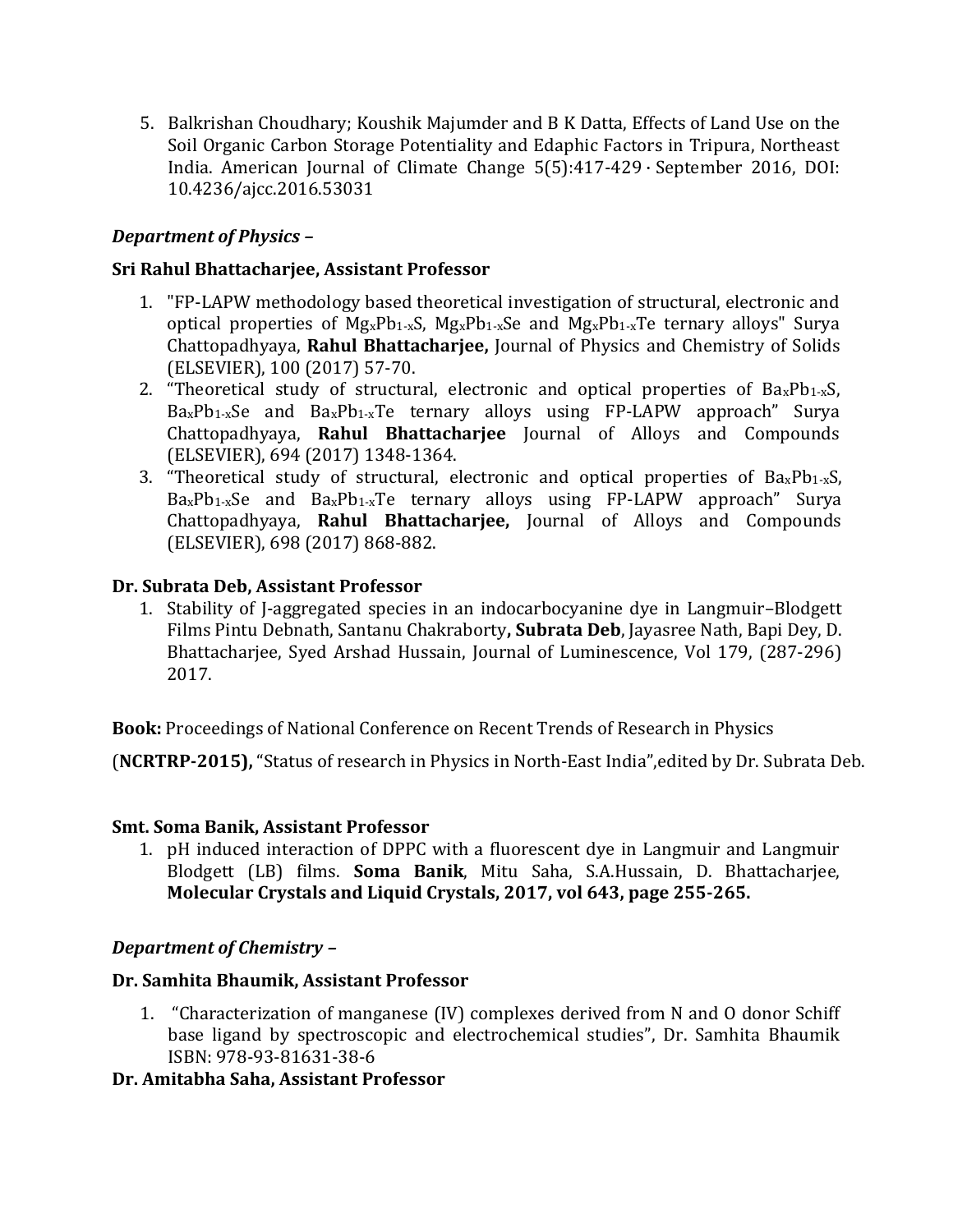5. Balkrishan Choudhary; Koushik Majumder and B K Datta, Effects of Land Use on the Soil Organic Carbon Storage Potentiality and Edaphic Factors in Tripura, Northeast India. American Journal of Climate Change 5(5):417-429 · September 2016, DOI: 10.4236/ajcc.2016.53031

***Department of Physics –***

**Sri Rahul Bhattacharjee, Assistant Professor**

1. "FP-LAPW methodology based theoretical investigation of structural, electronic and optical properties of $Mg_xPb_{1-x}S$, $Mg_xPb_{1-x}Se$ and $Mg_xPb_{1-x}Te$ ternary alloys" Surya Chattopadhyaya, **Rahul Bhattacharjee,** Journal of Physics and Chemistry of Solids (ELSEVIER), 100 (2017) 57-70.
2. "Theoretical study of structural, electronic and optical properties of $Ba_xPb_{1-x}S$, $Ba_xPb_{1-x}Se$ and $Ba_xPb_{1-x}Te$ ternary alloys using FP-LAPW approach" Surya Chattopadhyaya, **Rahul Bhattacharjee** Journal of Alloys and Compounds (ELSEVIER), 694 (2017) 1348-1364.
3. "Theoretical study of structural, electronic and optical properties of $Ba_xPb_{1-x}S$, $Ba_xPb_{1-x}Se$ and $Ba_xPb_{1-x}Te$ ternary alloys using FP-LAPW approach" Surya Chattopadhyaya, **Rahul Bhattacharjee,** Journal of Alloys and Compounds (ELSEVIER), 698 (2017) 868-882.

**Dr. Subrata Deb, Assistant Professor**

1. Stability of J-aggregated species in an indocarbocyanine dye in Langmuir–Blodgett Films Pintu Debnath, Santanu Chakraborty**, Subrata Deb**, Jayasree Nath, Bapi Dey, D. Bhattacharjee, Syed Arshad Hussain, Journal of Luminescence, Vol 179, (287-296) 2017.

**Book:** Proceedings of National Conference on Recent Trends of Research in Physics

(**NCRTRP-2015),** "Status of research in Physics in North-East India",edited by Dr. Subrata Deb.

**Smt. Soma Banik, Assistant Professor**

1. pH induced interaction of DPPC with a fluorescent dye in Langmuir and Langmuir Blodgett (LB) films. **Soma Banik**, Mitu Saha, S.A.Hussain, D. Bhattacharjee, **Molecular Crystals and Liquid Crystals, 2017, vol 643, page 255-265.**

***Department of Chemistry –***

**Dr. Samhita Bhaumik, Assistant Professor**

1. "Characterization of manganese (IV) complexes derived from N and O donor Schiff base ligand by spectroscopic and electrochemical studies", Dr. Samhita Bhaumik ISBN: 978-93-81631-38-6

**Dr. Amitabha Saha, Assistant Professor**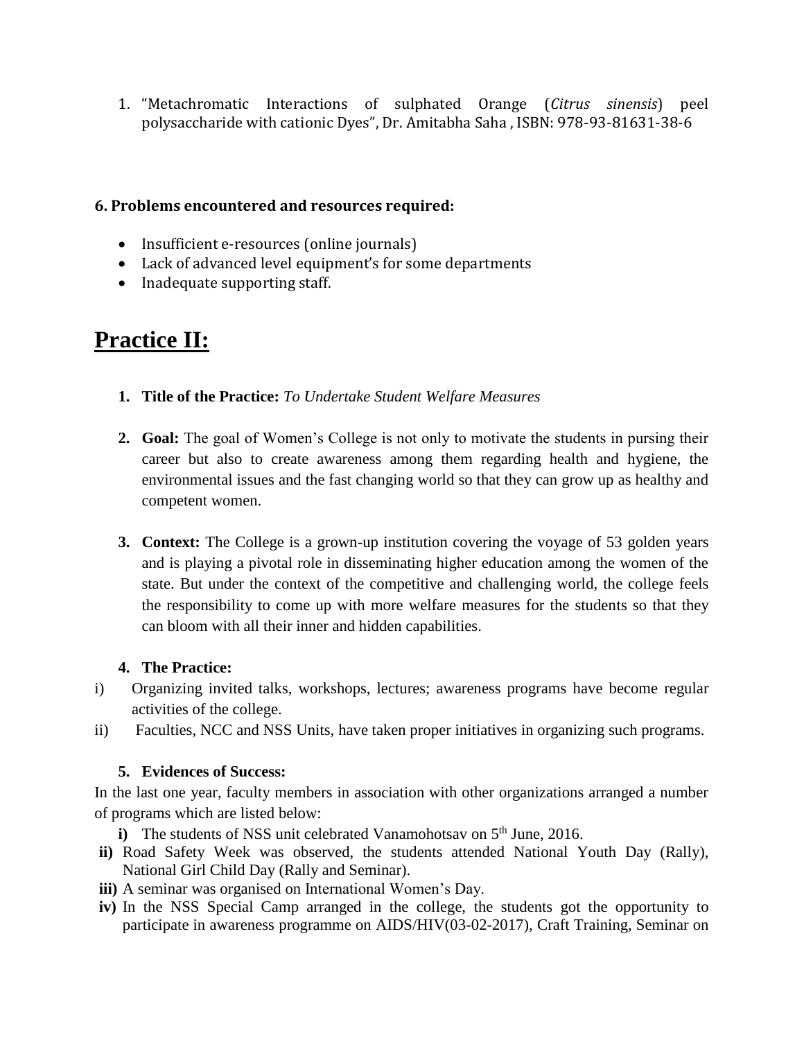1. "Metachromatic Interactions of sulphated Orange (*Citrus sinensis*) peel polysaccharide with cationic Dyes", Dr. Amitabha Saha , ISBN: 978-93-81631-38-6

**6. Problems encountered and resources required:**

- Insufficient e-resources (online journals)
- Lack of advanced level equipment's for some departments
- Inadequate supporting staff.

# Practice II:

1. **Title of the Practice:** *To Undertake Student Welfare Measures*

2. **Goal:** The goal of Women's College is not only to motivate the students in pursing their career but also to create awareness among them regarding health and hygiene, the environmental issues and the fast changing world so that they can grow up as healthy and competent women.

3. **Context:** The College is a grown-up institution covering the voyage of 53 golden years and is playing a pivotal role in disseminating higher education among the women of the state. But under the context of the competitive and challenging world, the college feels the responsibility to come up with more welfare measures for the students so that they can bloom with all their inner and hidden capabilities.

4. **The Practice:**

i) Organizing invited talks, workshops, lectures; awareness programs have become regular activities of the college.

ii) Faculties, NCC and NSS Units, have taken proper initiatives in organizing such programs.

5. **Evidences of Success:**

In the last one year, faculty members in association with other organizations arranged a number of programs which are listed below:

**i)** The students of NSS unit celebrated Vanamohotsav on 5th June, 2016.

**ii)** Road Safety Week was observed, the students attended National Youth Day (Rally), National Girl Child Day (Rally and Seminar).

**iii)** A seminar was organised on International Women's Day.

**iv)** In the NSS Special Camp arranged in the college, the students got the opportunity to participate in awareness programme on AIDS/HIV(03-02-2017), Craft Training, Seminar on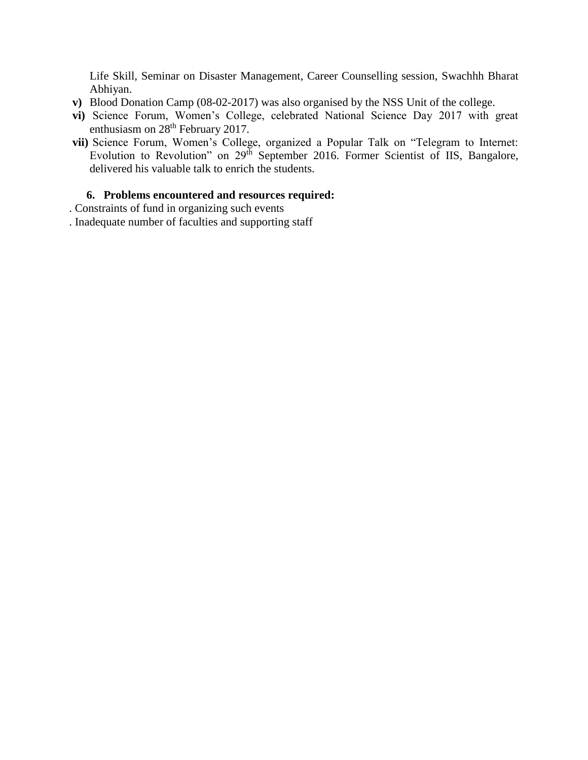Life Skill, Seminar on Disaster Management, Career Counselling session, Swachhh Bharat Abhiyan.

**v)** Blood Donation Camp (08-02-2017) was also organised by the NSS Unit of the college.

**vi)** Science Forum, Women's College, celebrated National Science Day 2017 with great enthusiasm on 28th February 2017.

**vii)** Science Forum, Women's College, organized a Popular Talk on "Telegram to Internet: Evolution to Revolution" on 29th September 2016. Former Scientist of IIS, Bangalore, delivered his valuable talk to enrich the students.

**6. Problems encountered and resources required:**

. Constraints of fund in organizing such events

. Inadequate number of faculties and supporting staff